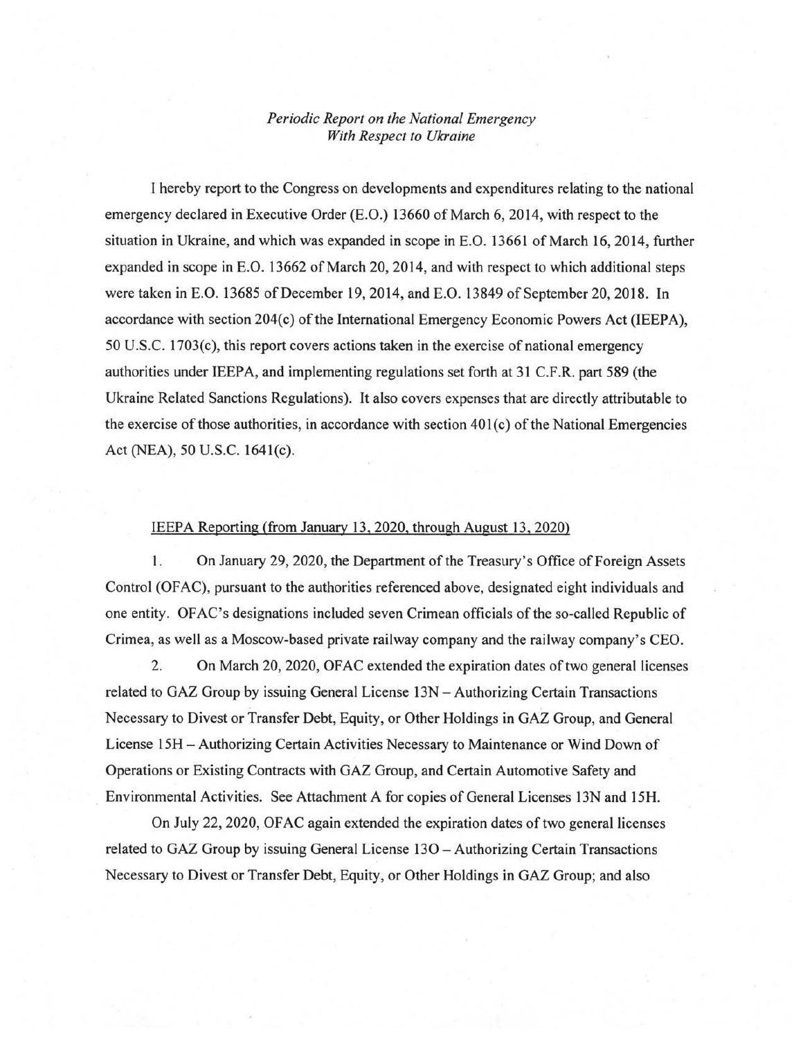*Periodic Report on the National Emergency With Respect to Ukraine*

I hereby report to the Congress on developments and expenditures relating to the national emergency declared in Executive Order (E.O.) 13660 of March 6, 2014, with respect to the situation in Ukraine, and which was expanded in scope in E.O. 13661 of March 16, 2014, further expanded in scope in E.O. 13662 of March 20, 2014, and with respect to which additional steps were taken in E.O. 13685 of December 19, 2014, and E.O. 13849 of September 20, 2018. In accordance with section 204(c) of the International Emergency Economic Powers Act (IEEPA), 50 U.S.C. 1703(c), this report covers actions taken in the exercise of national emergency authorities under IEEPA, and implementing regulations set forth at 31 C.F.R. part 589 (the Ukraine Related Sanctions Regulations). It also covers expenses that are directly attributable to the exercise of those authorities, in accordance with section 401(c) of the National Emergencies Act (NEA), 50 U.S.C. 1641(c).

IEEPA Reporting (from January 13, 2020, through August 13, 2020)

1. On January 29, 2020, the Department of the Treasury's Office of Foreign Assets Control (OFAC), pursuant to the authorities referenced above, designated eight individuals and one entity. OFAC's designations included seven Crimean officials of the so-called Republic of Crimea, as well as a Moscow-based private railway company and the railway company's CEO.

2. On March 20, 2020, OFAC extended the expiration dates of two general licenses related to GAZ Group by issuing General License 13N – Authorizing Certain Transactions Necessary to Divest or Transfer Debt, Equity, or Other Holdings in GAZ Group, and General License 15H – Authorizing Certain Activities Necessary to Maintenance or Wind Down of Operations or Existing Contracts with GAZ Group, and Certain Automotive Safety and Environmental Activities. See Attachment A for copies of General Licenses 13N and 15H.

On July 22, 2020, OFAC again extended the expiration dates of two general licenses related to GAZ Group by issuing General License 13O – Authorizing Certain Transactions Necessary to Divest or Transfer Debt, Equity, or Other Holdings in GAZ Group; and also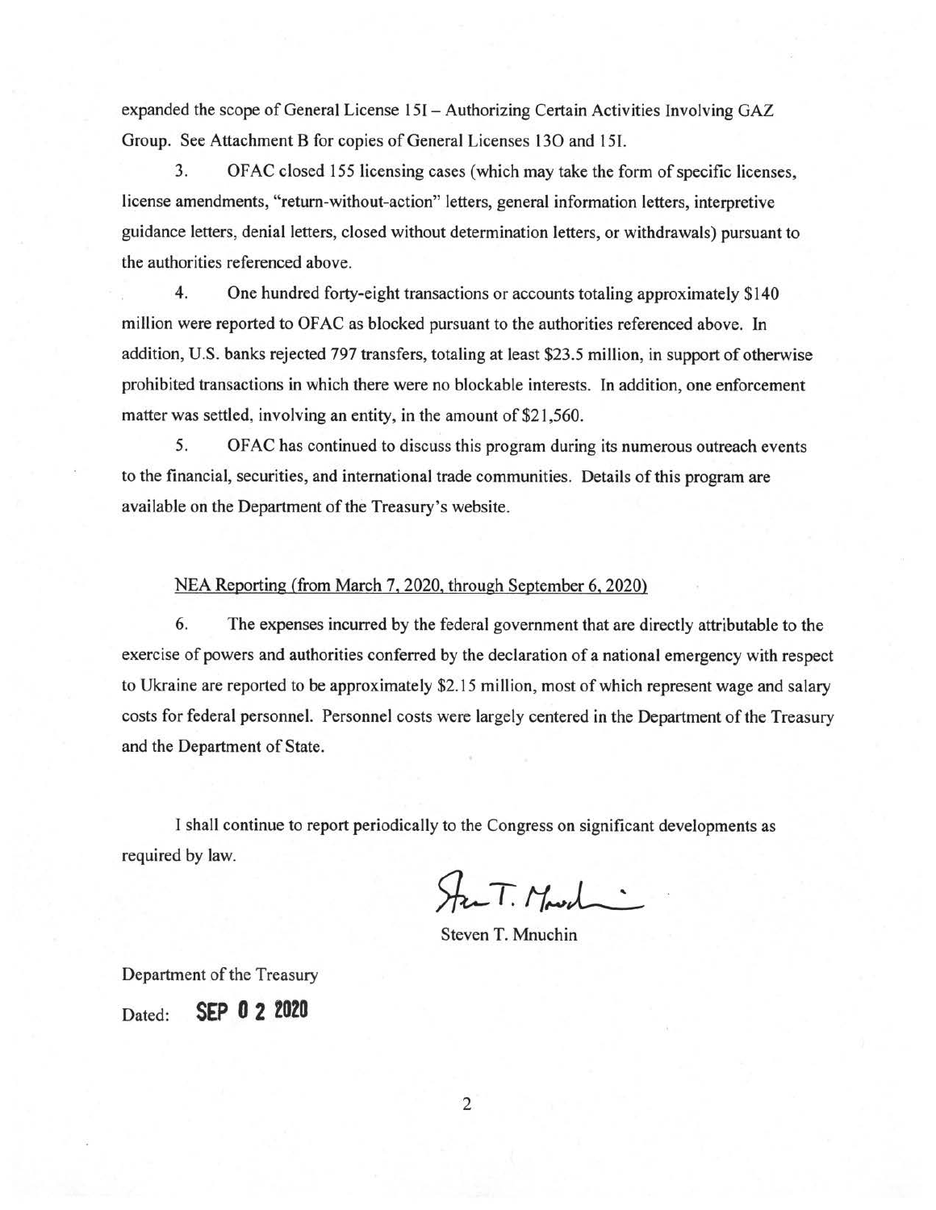expanded the scope of General License 15I – Authorizing Certain Activities Involving GAZ Group. See Attachment B for copies of General Licenses 13O and 15I.

3. OFAC closed 155 licensing cases (which may take the form of specific licenses, license amendments, "return-without-action" letters, general information letters, interpretive guidance letters, denial letters, closed without determination letters, or withdrawals) pursuant to the authorities referenced above.

4. One hundred forty-eight transactions or accounts totaling approximately $140 million were reported to OFAC as blocked pursuant to the authorities referenced above. In addition, U.S. banks rejected 797 transfers, totaling at least $23.5 million, in support of otherwise prohibited transactions in which there were no blockable interests. In addition, one enforcement matter was settled, involving an entity, in the amount of $21,560.

5. OFAC has continued to discuss this program during its numerous outreach events to the financial, securities, and international trade communities. Details of this program are available on the Department of the Treasury's website.

NEA Reporting (from March 7, 2020, through September 6, 2020)

6. The expenses incurred by the federal government that are directly attributable to the exercise of powers and authorities conferred by the declaration of a national emergency with respect to Ukraine are reported to be approximately $2.15 million, most of which represent wage and salary costs for federal personnel. Personnel costs were largely centered in the Department of the Treasury and the Department of State.

I shall continue to report periodically to the Congress on significant developments as required by law.

Steven T. Mnuchin

Department of the Treasury

Dated: **SEP 02 2020**